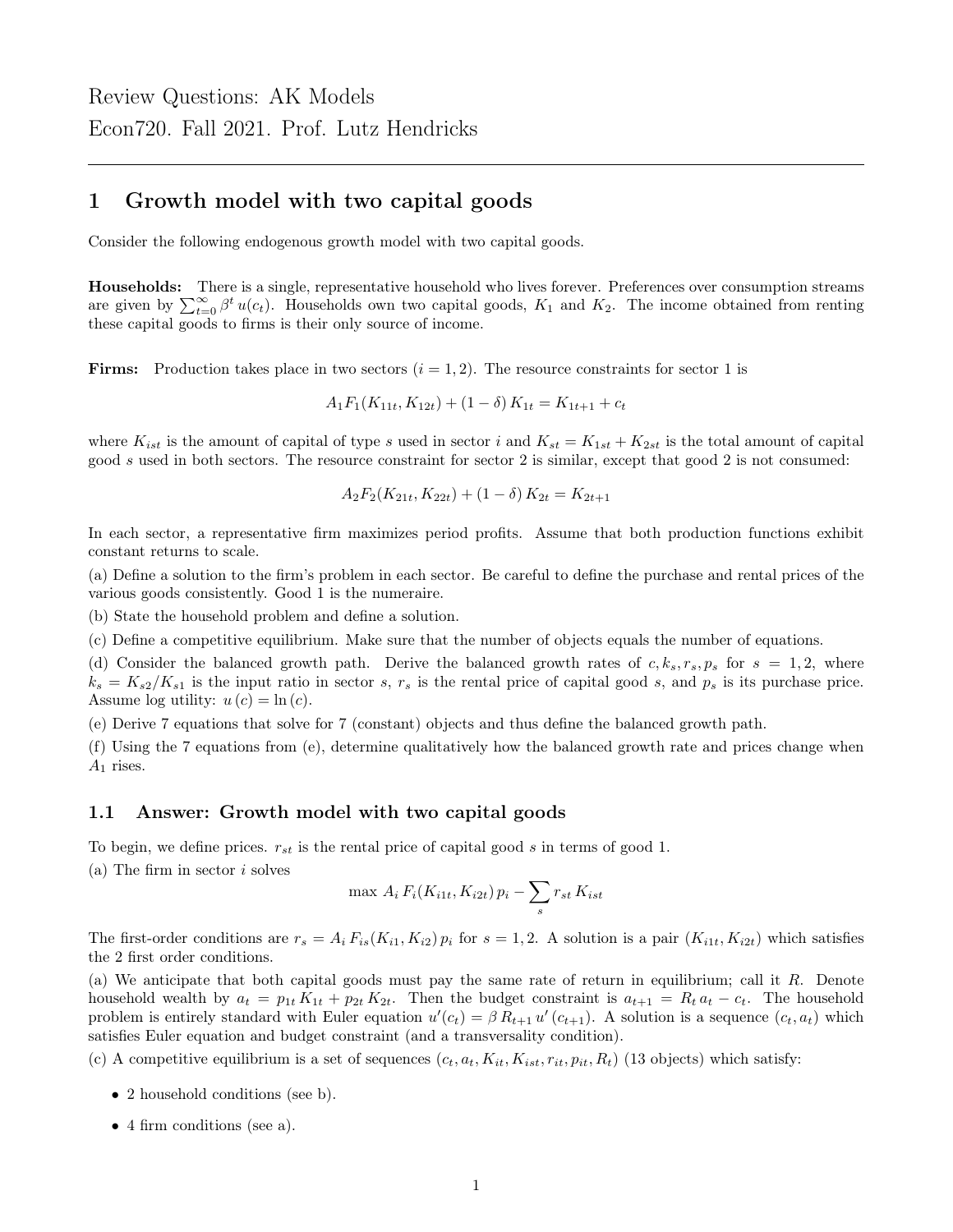Review Questions: AK Models

Econ720. Fall 2021. Prof. Lutz Hendricks

# 1 Growth model with two capital goods

Consider the following endogenous growth model with two capital goods.

**Households:** There is a single, representative household who lives forever. Preferences over consumption streams are given by $\sum_{t=0}^{\infty} \beta^t u(c_t)$. Households own two capital goods, $K_1$ and $K_2$. The income obtained from renting these capital goods to firms is their only source of income.

**Firms:** Production takes place in two sectors ($i = 1, 2$). The resource constraints for sector 1 is

$$A_1 F_1(K_{11t}, K_{12t}) + (1 - \delta) K_{1t} = K_{1t+1} + c_t$$

where $K_{ist}$ is the amount of capital of type $s$ used in sector $i$ and $K_{st} = K_{1st} + K_{2st}$ is the total amount of capital good $s$ used in both sectors. The resource constraint for sector 2 is similar, except that good 2 is not consumed:

$$A_2 F_2(K_{21t}, K_{22t}) + (1 - \delta) K_{2t} = K_{2t+1}$$

In each sector, a representative firm maximizes period profits. Assume that both production functions exhibit constant returns to scale.

(a) Define a solution to the firm's problem in each sector. Be careful to define the purchase and rental prices of the various goods consistently. Good 1 is the numeraire.

(b) State the household problem and define a solution.

(c) Define a competitive equilibrium. Make sure that the number of objects equals the number of equations.

(d) Consider the balanced growth path. Derive the balanced growth rates of $c, k_s, r_s, p_s$ for $s = 1, 2$, where $k_s = K_{s2}/K_{s1}$ is the input ratio in sector $s$, $r_s$ is the rental price of capital good $s$, and $p_s$ is its purchase price. Assume log utility: $u(c) = \ln(c)$.

(e) Derive 7 equations that solve for 7 (constant) objects and thus define the balanced growth path.

(f) Using the 7 equations from (e), determine qualitatively how the balanced growth rate and prices change when $A_1$ rises.

## 1.1 Answer: Growth model with two capital goods

To begin, we define prices. $r_{st}$ is the rental price of capital good $s$ in terms of good 1.

(a) The firm in sector $i$ solves

$$\max \; A_i \, F_i(K_{i1t}, K_{i2t}) \, p_i - \sum_s r_{st} \, K_{ist}$$

The first-order conditions are $r_s = A_i \, F_{is}(K_{i1}, K_{i2}) \, p_i$ for $s = 1, 2$. A solution is a pair $(K_{i1t}, K_{i2t})$ which satisfies the 2 first order conditions.

(a) We anticipate that both capital goods must pay the same rate of return in equilibrium; call it $R$. Denote household wealth by $a_t = p_{1t} \, K_{1t} + p_{2t} \, K_{2t}$. Then the budget constraint is $a_{t+1} = R_t \, a_t - c_t$. The household problem is entirely standard with Euler equation $u'(c_t) = \beta \, R_{t+1} \, u'(c_{t+1})$. A solution is a sequence $(c_t, a_t)$ which satisfies Euler equation and budget constraint (and a transversality condition).

(c) A competitive equilibrium is a set of sequences $(c_t, a_t, K_{it}, K_{ist}, r_{it}, p_{it}, R_t)$ (13 objects) which satisfy:

- 2 household conditions (see b).
- 4 firm conditions (see a).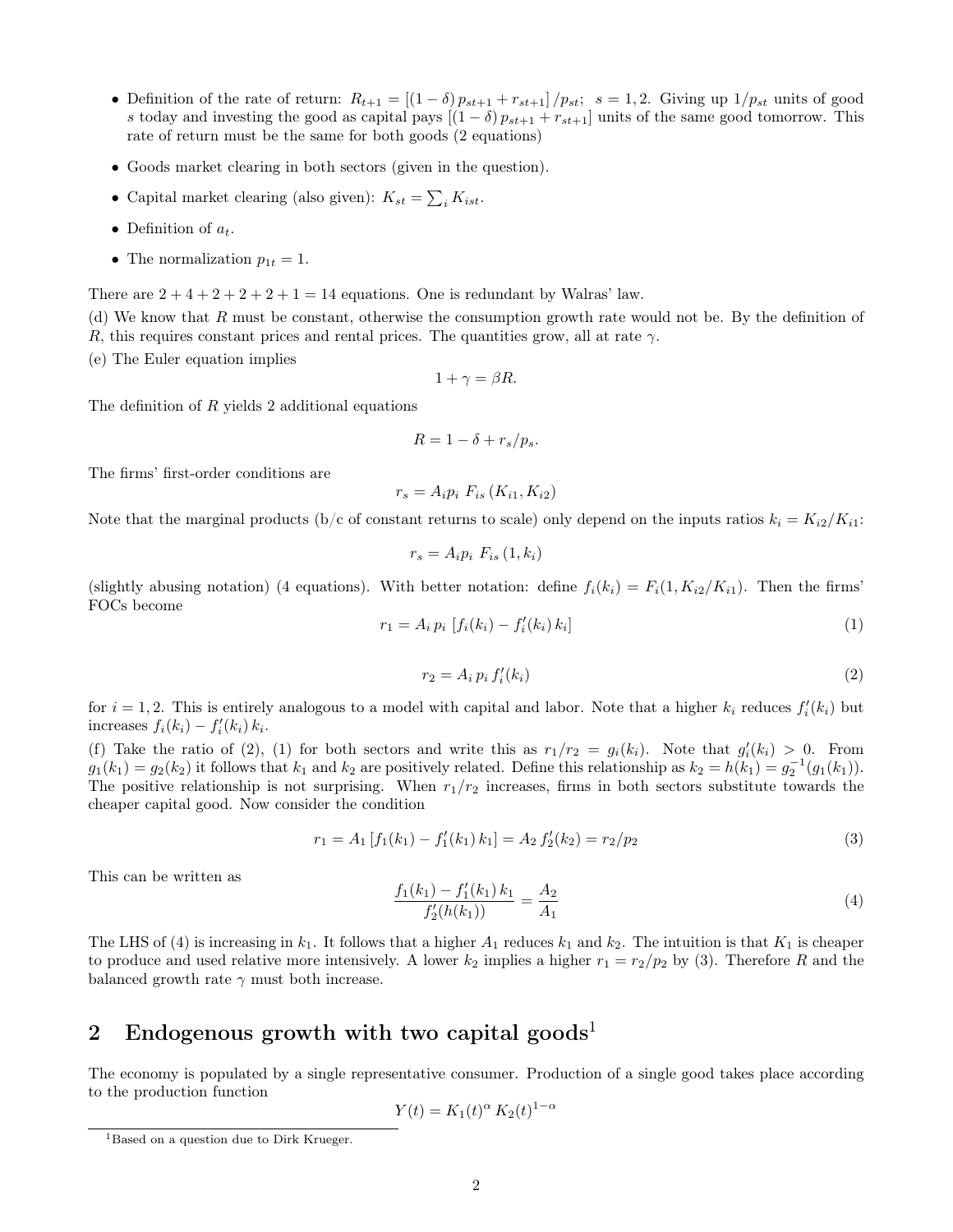- Definition of the rate of return: $R_{t+1} = [(1-\delta)\, p_{st+1} + r_{st+1}] / p_{st}$; $s = 1, 2$. Giving up $1/p_{st}$ units of good $s$ today and investing the good as capital pays $[(1-\delta)\, p_{st+1} + r_{st+1}]$ units of the same good tomorrow. This rate of return must be the same for both goods (2 equations)
- Goods market clearing in both sectors (given in the question).
- Capital market clearing (also given): $K_{st} = \sum_i K_{ist}$.
- Definition of $a_t$.
- The normalization $p_{1t} = 1$.

There are $2 + 4 + 2 + 2 + 2 + 1 = 14$ equations. One is redundant by Walras' law.

(d) We know that $R$ must be constant, otherwise the consumption growth rate would not be. By the definition of $R$, this requires constant prices and rental prices. The quantities grow, all at rate $\gamma$.

(e) The Euler equation implies

$$1 + \gamma = \beta R.$$

The definition of $R$ yields 2 additional equations

$$R = 1 - \delta + r_s / p_s.$$

The firms' first-order conditions are

$$r_s = A_i p_i \; F_{is}\left(K_{i1}, K_{i2}\right)$$

Note that the marginal products (b/c of constant returns to scale) only depend on the inputs ratios $k_i = K_{i2}/K_{i1}$:

$$r_s = A_i p_i \; F_{is}\left(1, k_i\right)$$

(slightly abusing notation) (4 equations). With better notation: define $f_i(k_i) = F_i(1, K_{i2}/K_{i1})$. Then the firms' FOCs become

$$r_1 = A_i \, p_i \, \left[f_i(k_i) - f_i'(k_i)\, k_i\right] \tag{1}$$

$$r_2 = A_i \, p_i \, f_i'(k_i) \tag{2}$$

for $i = 1, 2$. This is entirely analogous to a model with capital and labor. Note that a higher $k_i$ reduces $f_i'(k_i)$ but increases $f_i(k_i) - f_i'(k_i)\, k_i$.

(f) Take the ratio of (2), (1) for both sectors and write this as $r_1/r_2 = g_i(k_i)$. Note that $g_i'(k_i) > 0$. From $g_1(k_1) = g_2(k_2)$ it follows that $k_1$ and $k_2$ are positively related. Define this relationship as $k_2 = h(k_1) = g_2^{-1}(g_1(k_1))$. The positive relationship is not surprising. When $r_1/r_2$ increases, firms in both sectors substitute towards the cheaper capital good. Now consider the condition

$$r_1 = A_1 \left[f_1(k_1) - f_1'(k_1)\, k_1\right] = A_2 \, f_2'(k_2) = r_2/p_2 \tag{3}$$

This can be written as

$$\frac{f_1(k_1) - f_1'(k_1)\, k_1}{f_2'(h(k_1))} = \frac{A_2}{A_1} \tag{4}$$

The LHS of (4) is increasing in $k_1$. It follows that a higher $A_1$ reduces $k_1$ and $k_2$. The intuition is that $K_1$ is cheaper to produce and used relative more intensively. A lower $k_2$ implies a higher $r_1 = r_2/p_2$ by (3). Therefore $R$ and the balanced growth rate $\gamma$ must both increase.

## 2 Endogenous growth with two capital goods[1]

The economy is populated by a single representative consumer. Production of a single good takes place according to the production function

$$Y(t) = K_1(t)^{\alpha} \, K_2(t)^{1-\alpha}$$

[1] Based on a question due to Dirk Krueger.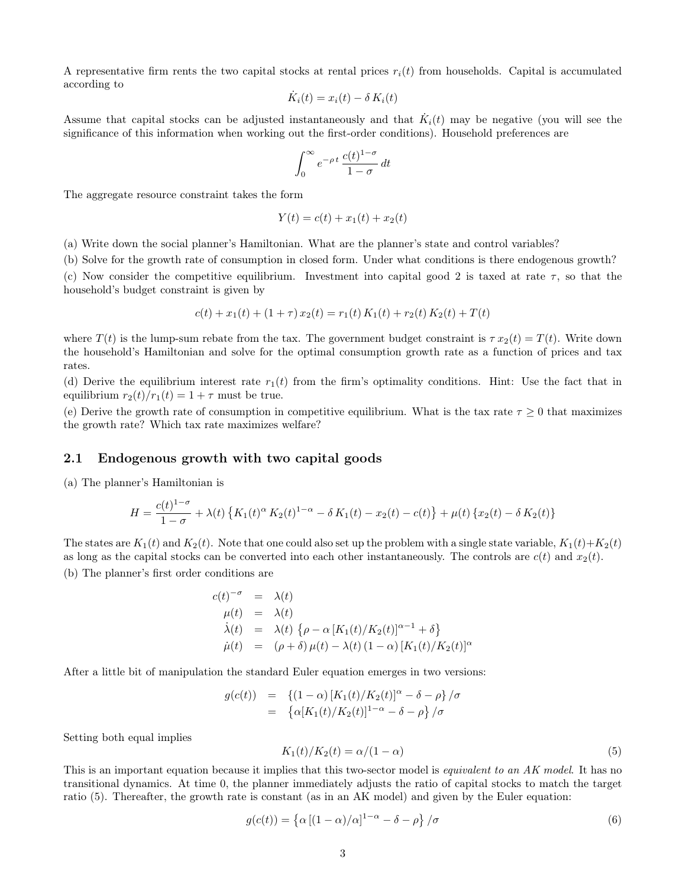A representative firm rents the two capital stocks at rental prices $r_i(t)$ from households. Capital is accumulated according to

$$\dot{K}_i(t) = x_i(t) - \delta\, K_i(t)$$

Assume that capital stocks can be adjusted instantaneously and that $\dot{K}_i(t)$ may be negative (you will see the significance of this information when working out the first-order conditions). Household preferences are

$$\int_0^\infty e^{-\rho\, t}\, \frac{c(t)^{1-\sigma}}{1-\sigma}\, dt$$

The aggregate resource constraint takes the form

$$Y(t) = c(t) + x_1(t) + x_2(t)$$

(a) Write down the social planner's Hamiltonian. What are the planner's state and control variables?

(b) Solve for the growth rate of consumption in closed form. Under what conditions is there endogenous growth?

(c) Now consider the competitive equilibrium. Investment into capital good 2 is taxed at rate $\tau$, so that the household's budget constraint is given by

$$c(t) + x_1(t) + (1+\tau)\, x_2(t) = r_1(t)\, K_1(t) + r_2(t)\, K_2(t) + T(t)$$

where $T(t)$ is the lump-sum rebate from the tax. The government budget constraint is $\tau\, x_2(t) = T(t)$. Write down the household's Hamiltonian and solve for the optimal consumption growth rate as a function of prices and tax rates.

(d) Derive the equilibrium interest rate $r_1(t)$ from the firm's optimality conditions. Hint: Use the fact that in equilibrium $r_2(t)/r_1(t) = 1+\tau$ must be true.

(e) Derive the growth rate of consumption in competitive equilibrium. What is the tax rate $\tau \geq 0$ that maximizes the growth rate? Which tax rate maximizes welfare?

## 2.1 Endogenous growth with two capital goods

(a) The planner's Hamiltonian is

$$H = \frac{c(t)^{1-\sigma}}{1-\sigma} + \lambda(t)\left\{K_1(t)^\alpha\, K_2(t)^{1-\alpha} - \delta\, K_1(t) - x_2(t) - c(t)\right\} + \mu(t)\left\{x_2(t) - \delta\, K_2(t)\right\}$$

The states are $K_1(t)$ and $K_2(t)$. Note that one could also set up the problem with a single state variable, $K_1(t)+K_2(t)$ as long as the capital stocks can be converted into each other instantaneously. The controls are $c(t)$ and $x_2(t)$.

(b) The planner's first order conditions are

$$\begin{aligned}
c(t)^{-\sigma} &= \lambda(t) \\
\mu(t) &= \lambda(t) \\
\dot{\lambda}(t) &= \lambda(t)\left\{\rho - \alpha\,[K_1(t)/K_2(t)]^{\alpha-1} + \delta\right\} \\
\dot{\mu}(t) &= (\rho+\delta)\,\mu(t) - \lambda(t)\,(1-\alpha)\,[K_1(t)/K_2(t)]^{\alpha}
\end{aligned}$$

After a little bit of manipulation the standard Euler equation emerges in two versions:

$$\begin{aligned}
g(c(t)) &= \left\{(1-\alpha)\,[K_1(t)/K_2(t)]^\alpha - \delta - \rho\right\}/\sigma \\
&= \left\{\alpha[K_1(t)/K_2(t)]^{1-\alpha} - \delta - \rho\right\}/\sigma
\end{aligned}$$

Setting both equal implies

$$K_1(t)/K_2(t) = \alpha/(1-\alpha) \tag{5}$$

This is an important equation because it implies that this two-sector model is *equivalent to an AK model*. It has no transitional dynamics. At time 0, the planner immediately adjusts the ratio of capital stocks to match the target ratio (5). Thereafter, the growth rate is constant (as in an AK model) and given by the Euler equation:

$$g(c(t)) = \left\{\alpha\,[(1-\alpha)/\alpha]^{1-\alpha} - \delta - \rho\right\}/\sigma \tag{6}$$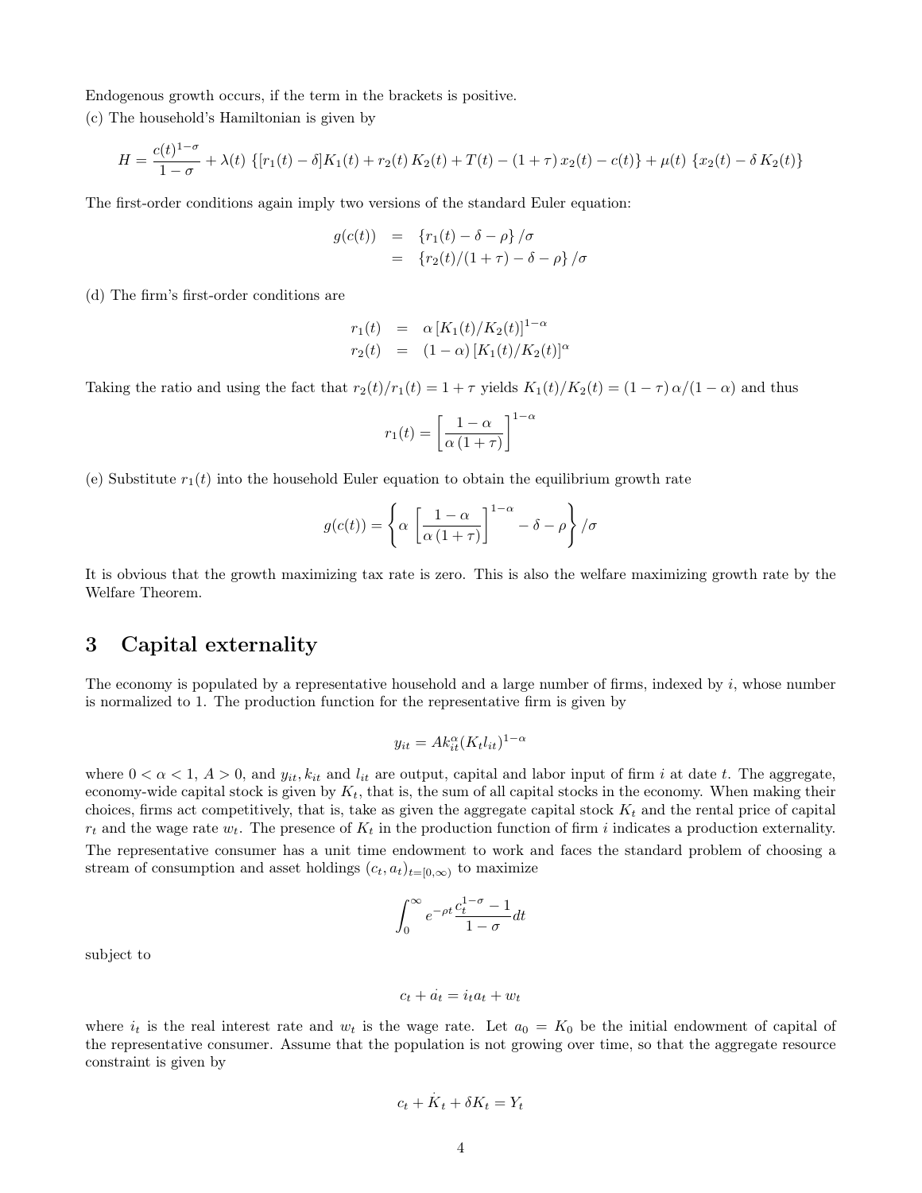Endogenous growth occurs, if the term in the brackets is positive.

(c) The household's Hamiltonian is given by

$$H = \frac{c(t)^{1-\sigma}}{1-\sigma} + \lambda(t)\ \{[r_1(t) - \delta] K_1(t) + r_2(t)\, K_2(t) + T(t) - (1+\tau)\, x_2(t) - c(t)\} + \mu(t)\ \{x_2(t) - \delta\, K_2(t)\}$$

The first-order conditions again imply two versions of the standard Euler equation:

$$\begin{aligned} g(c(t)) &= \{r_1(t) - \delta - \rho\}/\sigma \\ &= \{r_2(t)/(1+\tau) - \delta - \rho\}/\sigma \end{aligned}$$

(d) The firm's first-order conditions are

$$\begin{aligned} r_1(t) &= \alpha\, [K_1(t)/K_2(t)]^{1-\alpha} \\ r_2(t) &= (1-\alpha)\, [K_1(t)/K_2(t)]^{\alpha} \end{aligned}$$

Taking the ratio and using the fact that $r_2(t)/r_1(t) = 1+\tau$ yields $K_1(t)/K_2(t) = (1-\tau)\,\alpha/(1-\alpha)$ and thus

$$r_1(t) = \left[\frac{1-\alpha}{\alpha\,(1+\tau)}\right]^{1-\alpha}$$

(e) Substitute $r_1(t)$ into the household Euler equation to obtain the equilibrium growth rate

$$g(c(t)) = \left\{\alpha\, \left[\frac{1-\alpha}{\alpha\,(1+\tau)}\right]^{1-\alpha} - \delta - \rho\right\}/\sigma$$

It is obvious that the growth maximizing tax rate is zero. This is also the welfare maximizing growth rate by the Welfare Theorem.

# 3 Capital externality

The economy is populated by a representative household and a large number of firms, indexed by $i$, whose number is normalized to 1. The production function for the representative firm is given by

$$y_{it} = A k_{it}^{\alpha} (K_t l_{it})^{1-\alpha}$$

where $0 < \alpha < 1$, $A > 0$, and $y_{it}, k_{it}$ and $l_{it}$ are output, capital and labor input of firm $i$ at date $t$. The aggregate, economy-wide capital stock is given by $K_t$, that is, the sum of all capital stocks in the economy. When making their choices, firms act competitively, that is, take as given the aggregate capital stock $K_t$ and the rental price of capital $r_t$ and the wage rate $w_t$. The presence of $K_t$ in the production function of firm $i$ indicates a production externality. The representative consumer has a unit time endowment to work and faces the standard problem of choosing a stream of consumption and asset holdings $(c_t, a_t)_{t=[0,\infty)}$ to maximize

$$\int_0^{\infty} e^{-\rho t} \frac{c_t^{1-\sigma} - 1}{1-\sigma} dt$$

subject to

$$c_t + \dot{a_t} = i_t a_t + w_t$$

where $i_t$ is the real interest rate and $w_t$ is the wage rate. Let $a_0 = K_0$ be the initial endowment of capital of the representative consumer. Assume that the population is not growing over time, so that the aggregate resource constraint is given by

$$c_t + \dot{K_t} + \delta K_t = Y_t$$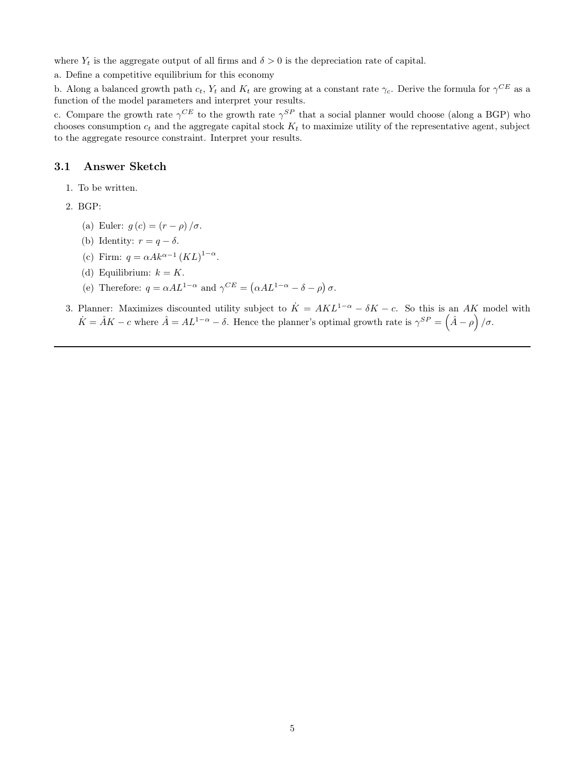where $Y_t$ is the aggregate output of all firms and $\delta > 0$ is the depreciation rate of capital.

a. Define a competitive equilibrium for this economy

b. Along a balanced growth path $c_t$, $Y_t$ and $K_t$ are growing at a constant rate $\gamma_c$. Derive the formula for $\gamma^{CE}$ as a function of the model parameters and interpret your results.

c. Compare the growth rate $\gamma^{CE}$ to the growth rate $\gamma^{SP}$ that a social planner would choose (along a BGP) who chooses consumption $c_t$ and the aggregate capital stock $K_t$ to maximize utility of the representative agent, subject to the aggregate resource constraint. Interpret your results.

## 3.1 Answer Sketch

1. To be written.
2. BGP:
   (a) Euler: $g(c) = (r - \rho)/\sigma$.
   (b) Identity: $r = q - \delta$.
   (c) Firm: $q = \alpha A k^{\alpha-1} (KL)^{1-\alpha}$.
   (d) Equilibrium: $k = K$.
   (e) Therefore: $q = \alpha A L^{1-\alpha}$ and $\gamma^{CE} = \left(\alpha A L^{1-\alpha} - \delta - \rho\right)\sigma$.
3. Planner: Maximizes discounted utility subject to $\dot{K} = AKL^{1-\alpha} - \delta K - c$. So this is an $AK$ model with $\dot{K} = \hat{A}K - c$ where $\hat{A} = AL^{1-\alpha} - \delta$. Hence the planner's optimal growth rate is $\gamma^{SP} = \left(\hat{A} - \rho\right)/\sigma$.